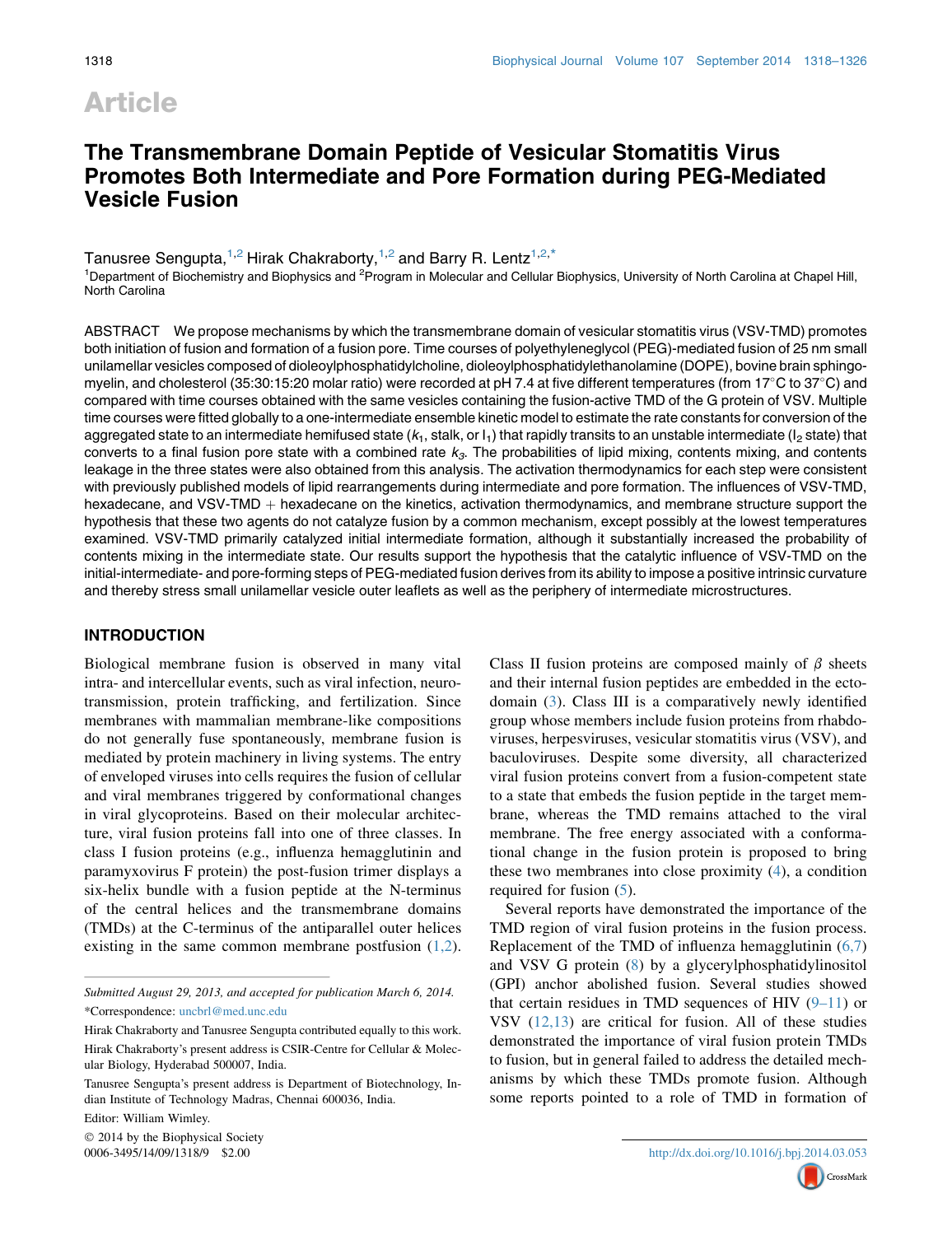# Article

# The Transmembrane Domain Peptide of Vesicular Stomatitis Virus Promotes Both Intermediate and Pore Formation during PEG-Mediated Vesicle Fusion

Tanusree Sengupta,[1,2] Hirak Chakraborty,[1,2] and Barry R. Lentz[1,2,*]

[1]Department of Biochemistry and Biophysics and [2]Program in Molecular and Cellular Biophysics, University of North Carolina at Chapel Hill, North Carolina

ABSTRACT We propose mechanisms by which the transmembrane domain of vesicular stomatitis virus (VSV-TMD) promotes both initiation of fusion and formation of a fusion pore. Time courses of polyethyleneglycol (PEG)-mediated fusion of 25 nm small unilamellar vesicles composed of dioleoylphosphatidylcholine, dioleoylphosphatidylethanolamine (DOPE), bovine brain sphingomyelin, and cholesterol (35:30:15:20 molar ratio) were recorded at pH 7.4 at five different temperatures (from 17°C to 37°C) and compared with time courses obtained with the same vesicles containing the fusion-active TMD of the G protein of VSV. Multiple time courses were fitted globally to a one-intermediate ensemble kinetic model to estimate the rate constants for conversion of the aggregated state to an intermediate hemifused state ($k_1$, stalk, or $I_1$) that rapidly transits to an unstable intermediate ($I_2$ state) that converts to a final fusion pore state with a combined rate $k_3$. The probabilities of lipid mixing, contents mixing, and contents leakage in the three states were also obtained from this analysis. The activation thermodynamics for each step were consistent with previously published models of lipid rearrangements during intermediate and pore formation. The influences of VSV-TMD, hexadecane, and VSV-TMD + hexadecane on the kinetics, activation thermodynamics, and membrane structure support the hypothesis that these two agents do not catalyze fusion by a common mechanism, except possibly at the lowest temperatures examined. VSV-TMD primarily catalyzed initial intermediate formation, although it substantially increased the probability of contents mixing in the intermediate state. Our results support the hypothesis that the catalytic influence of VSV-TMD on the initial-intermediate- and pore-forming steps of PEG-mediated fusion derives from its ability to impose a positive intrinsic curvature and thereby stress small unilamellar vesicle outer leaflets as well as the periphery of intermediate microstructures.

## INTRODUCTION

Biological membrane fusion is observed in many vital intra- and intercellular events, such as viral infection, neurotransmission, protein trafficking, and fertilization. Since membranes with mammalian membrane-like compositions do not generally fuse spontaneously, membrane fusion is mediated by protein machinery in living systems. The entry of enveloped viruses into cells requires the fusion of cellular and viral membranes triggered by conformational changes in viral glycoproteins. Based on their molecular architecture, viral fusion proteins fall into one of three classes. In class I fusion proteins (e.g., influenza hemagglutinin and paramyxovirus F protein) the post-fusion trimer displays a six-helix bundle with a fusion peptide at the N-terminus of the central helices and the transmembrane domains (TMDs) at the C-terminus of the antiparallel outer helices existing in the same common membrane postfusion (1,2). Class II fusion proteins are composed mainly of $\beta$ sheets and their internal fusion peptides are embedded in the ectodomain (3). Class III is a comparatively newly identified group whose members include fusion proteins from rhabdoviruses, herpesviruses, vesicular stomatitis virus (VSV), and baculoviruses. Despite some diversity, all characterized viral fusion proteins convert from a fusion-competent state to a state that embeds the fusion peptide in the target membrane, whereas the TMD remains attached to the viral membrane. The free energy associated with a conformational change in the fusion protein is proposed to bring these two membranes into close proximity (4), a condition required for fusion (5).

Several reports have demonstrated the importance of the TMD region of viral fusion proteins in the fusion process. Replacement of the TMD of influenza hemagglutinin (6,7) and VSV G protein (8) by a glycerylphosphatidylinositol (GPI) anchor abolished fusion. Several studies showed that certain residues in TMD sequences of HIV (9–11) or VSV (12,13) are critical for fusion. All of these studies demonstrated the importance of viral fusion protein TMDs to fusion, but in general failed to address the detailed mechanisms by which these TMDs promote fusion. Although some reports pointed to a role of TMD in formation of

Submitted August 29, 2013, and accepted for publication March 6, 2014.

*Correspondence: uncbrl@med.unc.edu

Hirak Chakraborty and Tanusree Sengupta contributed equally to this work.

Hirak Chakraborty's present address is CSIR-Centre for Cellular & Molecular Biology, Hyderabad 500007, India.

Tanusree Sengupta's present address is Department of Biotechnology, Indian Institute of Technology Madras, Chennai 600036, India.

Editor: William Wimley.

© 2014 by the Biophysical Society
0006-3495/14/09/1318/9 $2.00

http://dx.doi.org/10.1016/j.bpj.2014.03.053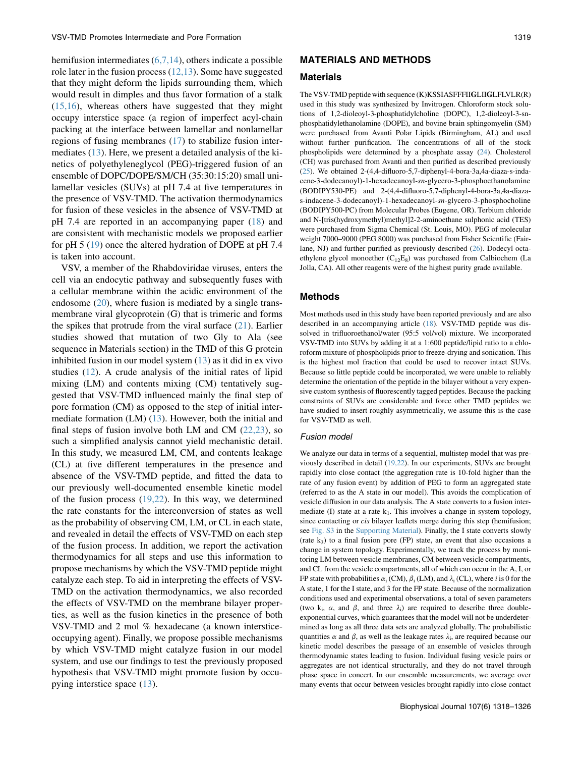hemifusion intermediates (6,7,14), others indicate a possible role later in the fusion process (12,13). Some have suggested that they might deform the lipids surrounding them, which would result in dimples and thus favor formation of a stalk (15,16), whereas others have suggested that they might occupy interstice space (a region of imperfect acyl-chain packing at the interface between lamellar and nonlamellar regions of fusing membranes (17) to stabilize fusion intermediates (13). Here, we present a detailed analysis of the kinetics of polyethyleneglycol (PEG)-triggered fusion of an ensemble of DOPC/DOPE/SM/CH (35:30:15:20) small unilamellar vesicles (SUVs) at pH 7.4 at five temperatures in the presence of VSV-TMD. The activation thermodynamics for fusion of these vesicles in the absence of VSV-TMD at pH 7.4 are reported in an accompanying paper (18) and are consistent with mechanistic models we proposed earlier for pH 5 (19) once the altered hydration of DOPE at pH 7.4 is taken into account.

VSV, a member of the Rhabdoviridae viruses, enters the cell via an endocytic pathway and subsequently fuses with a cellular membrane within the acidic environment of the endosome (20), where fusion is mediated by a single transmembrane viral glycoprotein (G) that is trimeric and forms the spikes that protrude from the viral surface (21). Earlier studies showed that mutation of two Gly to Ala (see sequence in Materials section) in the TMD of this G protein inhibited fusion in our model system (13) as it did in ex vivo studies (12). A crude analysis of the initial rates of lipid mixing (LM) and contents mixing (CM) tentatively suggested that VSV-TMD influenced mainly the final step of pore formation (CM) as opposed to the step of initial intermediate formation (LM) (13). However, both the initial and final steps of fusion involve both LM and CM (22,23), so such a simplified analysis cannot yield mechanistic detail. In this study, we measured LM, CM, and contents leakage (CL) at five different temperatures in the presence and absence of the VSV-TMD peptide, and fitted the data to our previously well-documented ensemble kinetic model of the fusion process (19,22). In this way, we determined the rate constants for the interconversion of states as well as the probability of observing CM, LM, or CL in each state, and revealed in detail the effects of VSV-TMD on each step of the fusion process. In addition, we report the activation thermodynamics for all steps and use this information to propose mechanisms by which the VSV-TMD peptide might catalyze each step. To aid in interpreting the effects of VSV-TMD on the activation thermodynamics, we also recorded the effects of VSV-TMD on the membrane bilayer properties, as well as the fusion kinetics in the presence of both VSV-TMD and 2 mol % hexadecane (a known interstice-occupying agent). Finally, we propose possible mechanisms by which VSV-TMD might catalyze fusion in our model system, and use our findings to test the previously proposed hypothesis that VSV-TMD might promote fusion by occupying interstice space (13).

## MATERIALS AND METHODS

### Materials

The VSV-TMD peptide with sequence (K)KSSIASFFFII**G**LII**G**LFLVLR(R) used in this study was synthesized by Invitrogen. Chloroform stock solutions of 1,2-dioleoyl-3-phosphatidylcholine (DOPC), 1,2-dioleoyl-3-sn-phosphatidylethanolamine (DOPE), and bovine brain sphingomyelin (SM) were purchased from Avanti Polar Lipids (Birmingham, AL) and used without further purification. The concentrations of all of the stock phospholipids were determined by a phosphate assay (24). Cholesterol (CH) was purchased from Avanti and then purified as described previously (25). We obtained 2-(4,4-difluoro-5,7-diphenyl-4-bora-3a,4a-diaza-s-indacene-3-dodecanoyl)-1-hexadecanoyl-*sn*-glycero-3-phosphoethanolamine (BODIPY530-PE) and 2-(4,4-difluoro-5,7-diphenyl-4-bora-3a,4a-diaza-s-indacene-3-dodecanoyl)-1-hexadecanoyl-*sn*-glycero-3-phosphocholine (BODIPY500-PC) from Molecular Probes (Eugene, OR). Terbium chloride and N-[tris(hydroxymethyl)methyl]2-2-aminoethane sulphonic acid (TES) were purchased from Sigma Chemical (St. Louis, MO). PEG of molecular weight 7000–9000 (PEG 8000) was purchased from Fisher Scientific (Fairlane, NJ) and further purified as previously described (26). Dodecyl octaethylene glycol monoether ($C_{12}E_8$) was purchased from Calbiochem (La Jolla, CA). All other reagents were of the highest purity grade available.

### Methods

Most methods used in this study have been reported previously and are also described in an accompanying article (18). VSV-TMD peptide was dissolved in trifluoroethanol/water (95:5 vol/vol) mixture. We incorporated VSV-TMD into SUVs by adding it at a 1:600 peptide/lipid ratio to a chloroform mixture of phospholipids prior to freeze-drying and sonication. This is the highest mol fraction that could be used to recover intact SUVs. Because so little peptide could be incorporated, we were unable to reliably determine the orientation of the peptide in the bilayer without a very expensive custom synthesis of fluorescently tagged peptides. Because the packing constraints of SUVs are considerable and force other TMD peptides we have studied to insert roughly asymmetrically, we assume this is the case for VSV-TMD as well.

#### *Fusion model*

We analyze our data in terms of a sequential, multistep model that was previously described in detail (19,22). In our experiments, SUVs are brought rapidly into close contact (the aggregation rate is 10-fold higher than the rate of any fusion event) by addition of PEG to form an aggregated state (referred to as the A state in our model). This avoids the complication of vesicle diffusion in our data analysis. The A state converts to a fusion intermediate (I) state at a rate $k_1$. This involves a change in system topology, since contacting or *cis* bilayer leaflets merge during this step (hemifusion; see Fig. S3 in the Supporting Material). Finally, the I state converts slowly (rate $k_3$) to a final fusion pore (FP) state, an event that also occasions a change in system topology. Experimentally, we track the process by monitoring LM between vesicle membranes, CM between vesicle compartments, and CL from the vesicle compartments, all of which can occur in the A, I, or FP state with probabilities $\alpha_i$ (CM), $\beta_i$ (LM), and $\lambda_i$ (CL), where $i$ is 0 for the A state, 1 for the I state, and 3 for the FP state. Because of the normalization conditions used and experimental observations, a total of seven parameters (two $k_i$, $\alpha$, and $\beta$, and three $\lambda_i$) are required to describe three double-exponential curves, which guarantees that the model will not be underdetermined as long as all three data sets are analyzed globally. The probabilistic quantities $\alpha$ and $\beta$, as well as the leakage rates $\lambda_i$, are required because our kinetic model describes the passage of an ensemble of vesicles through thermodynamic states leading to fusion. Individual fusing vesicle pairs or aggregates are not identical structurally, and they do not travel through phase space in concert. In our ensemble measurements, we average over many events that occur between vesicles brought rapidly into close contact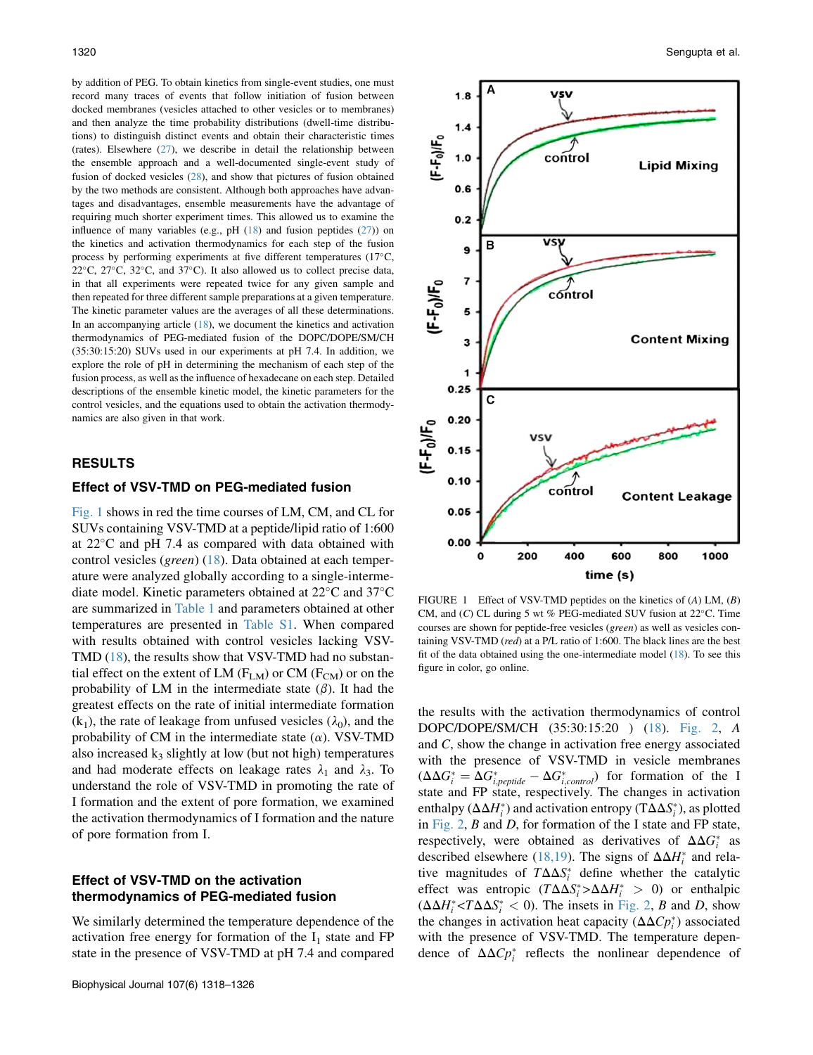by addition of PEG. To obtain kinetics from single-event studies, one must record many traces of events that follow initiation of fusion between docked membranes (vesicles attached to other vesicles or to membranes) and then analyze the time probability distributions (dwell-time distributions) to distinguish distinct events and obtain their characteristic times (rates). Elsewhere (27), we describe in detail the relationship between the ensemble approach and a well-documented single-event study of fusion of docked vesicles (28), and show that pictures of fusion obtained by the two methods are consistent. Although both approaches have advantages and disadvantages, ensemble measurements have the advantage of requiring much shorter experiment times. This allowed us to examine the influence of many variables (e.g., pH (18) and fusion peptides (27)) on the kinetics and activation thermodynamics for each step of the fusion process by performing experiments at five different temperatures (17°C, 22°C, 27°C, 32°C, and 37°C). It also allowed us to collect precise data, in that all experiments were repeated twice for any given sample and then repeated for three different sample preparations at a given temperature. The kinetic parameter values are the averages of all these determinations. In an accompanying article (18), we document the kinetics and activation thermodynamics of PEG-mediated fusion of the DOPC/DOPE/SM/CH (35:30:15:20) SUVs used in our experiments at pH 7.4. In addition, we explore the role of pH in determining the mechanism of each step of the fusion process, as well as the influence of hexadecane on each step. Detailed descriptions of the ensemble kinetic model, the kinetic parameters for the control vesicles, and the equations used to obtain the activation thermodynamics are also given in that work.

## RESULTS

### Effect of VSV-TMD on PEG-mediated fusion

Fig. 1 shows in red the time courses of LM, CM, and CL for SUVs containing VSV-TMD at a peptide/lipid ratio of 1:600 at 22°C and pH 7.4 as compared with data obtained with control vesicles (*green*) (18). Data obtained at each temperature were analyzed globally according to a single-intermediate model. Kinetic parameters obtained at 22°C and 37°C are summarized in Table 1 and parameters obtained at other temperatures are presented in Table S1. When compared with results obtained with control vesicles lacking VSV-TMD (18), the results show that VSV-TMD had no substantial effect on the extent of LM ($F_{LM}$) or CM ($F_{CM}$) or on the probability of LM in the intermediate state ($\beta$). It had the greatest effects on the rate of initial intermediate formation ($k_1$), the rate of leakage from unfused vesicles ($\lambda_0$), and the probability of CM in the intermediate state ($\alpha$). VSV-TMD also increased $k_3$ slightly at low (but not high) temperatures and had moderate effects on leakage rates $\lambda_1$ and $\lambda_3$. To understand the role of VSV-TMD in promoting the rate of I formation and the extent of pore formation, we examined the activation thermodynamics of I formation and the nature of pore formation from I.

### Effect of VSV-TMD on the activation thermodynamics of PEG-mediated fusion

We similarly determined the temperature dependence of the activation free energy for formation of the $I_1$ state and FP state in the presence of VSV-TMD at pH 7.4 and compared the results with the activation thermodynamics of control DOPC/DOPE/SM/CH (35:30:15:20 ) (18). Fig. 2, *A* and *C*, show the change in activation free energy associated with the presence of VSV-TMD in vesicle membranes ($\Delta\Delta G_i^* = \Delta G_{i,peptide}^* - \Delta G_{i,control}^*$) for formation of the I state and FP state, respectively. The changes in activation enthalpy ($\Delta\Delta H_i^*$) and activation entropy ($T\Delta\Delta S_i^*$), as plotted in Fig. 2, *B* and *D*, for formation of the I state and FP state, respectively, were obtained as derivatives of $\Delta\Delta G_i^*$ as described elsewhere (18,19). The signs of $\Delta\Delta H_i^*$ and relative magnitudes of $T\Delta\Delta S_i^*$ define whether the catalytic effect was entropic ($T\Delta\Delta S_i^* > \Delta\Delta H_i^* > 0$) or enthalpic ($\Delta\Delta H_i^* < T\Delta\Delta S_i^* < 0$). The insets in Fig. 2, *B* and *D*, show the changes in activation heat capacity ($\Delta\Delta Cp_i^*$) associated with the presence of VSV-TMD. The temperature dependence of $\Delta\Delta Cp_i^*$ reflects the nonlinear dependence of

FIGURE 1 Effect of VSV-TMD peptides on the kinetics of (*A*) LM, (*B*) CM, and (*C*) CL during 5 wt % PEG-mediated SUV fusion at 22°C. Time courses are shown for peptide-free vesicles (*green*) as well as vesicles containing VSV-TMD (*red*) at a P/L ratio of 1:600. The black lines are the best fit of the data obtained using the one-intermediate model (18). To see this figure in color, go online.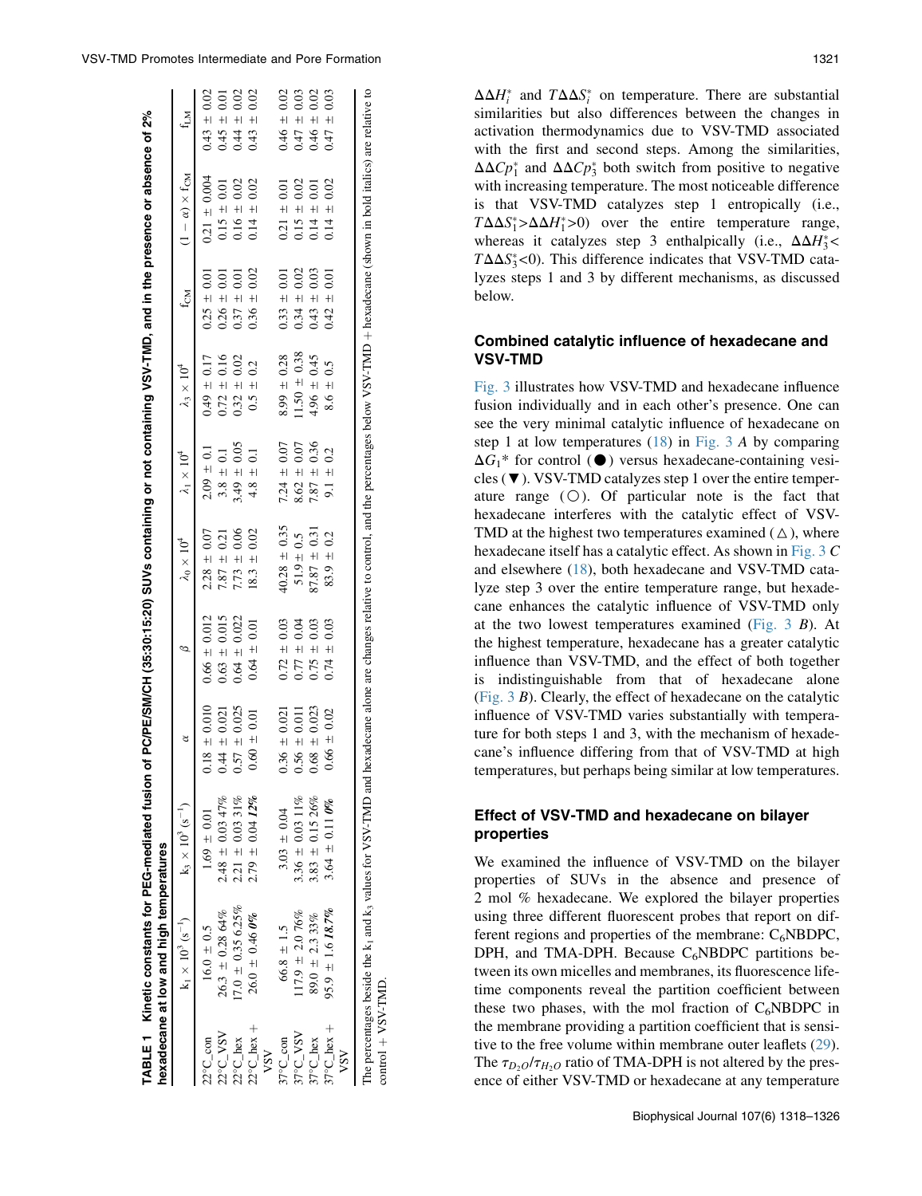**TABLE 1 Kinetic constants for PEG-mediated fusion of PC/PE/SM/CH (35:30:15:20) SUVs containing or not containing VSV-TMD, and in the presence or absence of 2% hexadecane at low and high temperatures**

| | $k_1 \times 10^3$ ($s^{-1}$) | $k_3 \times 10^3$ ($s^{-1}$) | $\alpha$ | $\beta$ | $\lambda_0 \times 10^4$ | $\lambda_1 \times 10^4$ | $\lambda_3 \times 10^4$ | $f_{CM}$ | $(1-\alpha) \times f_{CM}$ | $f_{LM}$ |
|---|---|---|---|---|---|---|---|---|---|---|
| 22°C_con | 16.0 ± 0.5 | 1.69 ± 0.01 | 0.18 ± 0.010 | 0.66 ± 0.012 | 2.28 ± 0.07 | 2.09 ± 0.1 | 0.49 ± 0.17 | 0.25 ± 0.01 | 0.21 ± 0.004 | 0.43 ± 0.02 |
| 22°C_VSV | 26.3 ± 0.28 64% | 2.48 ± 0.03 47% | 0.44 ± 0.021 | 0.63 ± 0.015 | 7.87 ± 0.21 | 3.8 ± 0.1 | 0.72 ± 0.16 | 0.26 ± 0.01 | 0.15 ± 0.01 | 0.45 ± 0.01 |
| 22°C_hex | 17.0 ± 0.35 6.25% | 2.21 ± 0.03 31% | 0.57 ± 0.025 | 0.64 ± 0.022 | 7.73 ± 0.06 | 3.49 ± 0.05 | 0.32 ± 0.02 | 0.37 ± 0.01 | 0.16 ± 0.02 | 0.44 ± 0.02 |
| 22°C_hex + VSV | 26.0 ± 0.46 ***0%*** | 2.79 ± 0.04 ***12%*** | 0.60 ± 0.01 | 0.64 ± 0.01 | 18.3 ± 0.02 | 4.8 ± 0.1 | 0.5 ± 0.2 | 0.36 ± 0.02 | 0.14 ± 0.02 | 0.43 ± 0.02 |
| 37°C_con | 66.8 ± 1.5 | 3.03 ± 0.04 | 0.36 ± 0.021 | 0.72 ± 0.03 | 40.28 ± 0.35 | 7.24 ± 0.07 | 8.99 ± 0.28 | 0.33 ± 0.01 | 0.21 ± 0.01 | 0.46 ± 0.02 |
| 37°C_VSV | 117.9 ± 2.0 76% | 3.36 ± 0.03 11% | 0.56 ± 0.011 | 0.77 ± 0.04 | 51.9 ± 0.5 | 8.62 ± 0.07 | 11.50 ± 0.38 | 0.34 ± 0.02 | 0.15 ± 0.02 | 0.47 ± 0.03 |
| 37°C_hex | 89.0 ± 2.3 33% | 3.83 ± 0.15 26% | 0.68 ± 0.023 | 0.75 ± 0.03 | 87.87 ± 0.31 | 7.87 ± 0.36 | 4.96 ± 0.45 | 0.43 ± 0.03 | 0.14 ± 0.01 | 0.46 ± 0.02 |
| 37°C_hex + VSV | 95.9 ± 1.6 ***18.7%*** | 3.64 ± 0.11 ***0%*** | 0.66 ± 0.02 | 0.74 ± 0.03 | 83.9 ± 0.2 | 9.1 ± 0.2 | 8.6 ± 0.5 | 0.42 ± 0.01 | 0.14 ± 0.02 | 0.47 ± 0.03 |

The percentages beside the $k_1$ and $k_3$ values for VSV-TMD and hexadecane alone are changes relative to control, and the percentages below VSV-TMD + hexadecane (shown in bold italics) are relative to control + VSV-TMD.

$\Delta\Delta H_i^*$ and $T\Delta\Delta S_i^*$ on temperature. There are substantial similarities but also differences between the changes in activation thermodynamics due to VSV-TMD associated with the first and second steps. Among the similarities, $\Delta\Delta Cp_1^*$ and $\Delta\Delta Cp_3^*$ both switch from positive to negative with increasing temperature. The most noticeable difference is that VSV-TMD catalyzes step 1 entropically (i.e., $T\Delta\Delta S_1^* > \Delta\Delta H_1^* > 0$) over the entire temperature range, whereas it catalyzes step 3 enthalpically (i.e., $\Delta\Delta H_3^* < T\Delta\Delta S_3^* < 0$). This difference indicates that VSV-TMD catalyzes steps 1 and 3 by different mechanisms, as discussed below.

## Combined catalytic influence of hexadecane and VSV-TMD

Fig. 3 illustrates how VSV-TMD and hexadecane influence fusion individually and in each other's presence. One can see the very minimal catalytic influence of hexadecane on step 1 at low temperatures (18) in Fig. 3 *A* by comparing $\Delta G_1^*$ for control (●) versus hexadecane-containing vesicles (▼). VSV-TMD catalyzes step 1 over the entire temperature range (○). Of particular note is the fact that hexadecane interferes with the catalytic effect of VSV-TMD at the highest two temperatures examined (△), where hexadecane itself has a catalytic effect. As shown in Fig. 3 *C* and elsewhere (18), both hexadecane and VSV-TMD catalyze step 3 over the entire temperature range, but hexadecane enhances the catalytic influence of VSV-TMD only at the two lowest temperatures examined (Fig. 3 *B*). At the highest temperature, hexadecane has a greater catalytic influence than VSV-TMD, and the effect of both together is indistinguishable from that of hexadecane alone (Fig. 3 *B*). Clearly, the effect of hexadecane on the catalytic influence of VSV-TMD varies substantially with temperature for both steps 1 and 3, with the mechanism of hexadecane's influence differing from that of VSV-TMD at high temperatures, but perhaps being similar at low temperatures.

## Effect of VSV-TMD and hexadecane on bilayer properties

We examined the influence of VSV-TMD on the bilayer properties of SUVs in the absence and presence of 2 mol % hexadecane. We explored the bilayer properties using three different fluorescent probes that report on different regions and properties of the membrane: $C_6$NBDPC, DPH, and TMA-DPH. Because $C_6$NBDPC partitions between its own micelles and membranes, its fluorescence lifetime components reveal the partition coefficient between these two phases, with the mol fraction of $C_6$NBDPC in the membrane providing a partition coefficient that is sensitive to the free volume within membrane outer leaflets (29). The $\tau_{D_2O}/\tau_{H_2O}$ ratio of TMA-DPH is not altered by the presence of either VSV-TMD or hexadecane at any temperature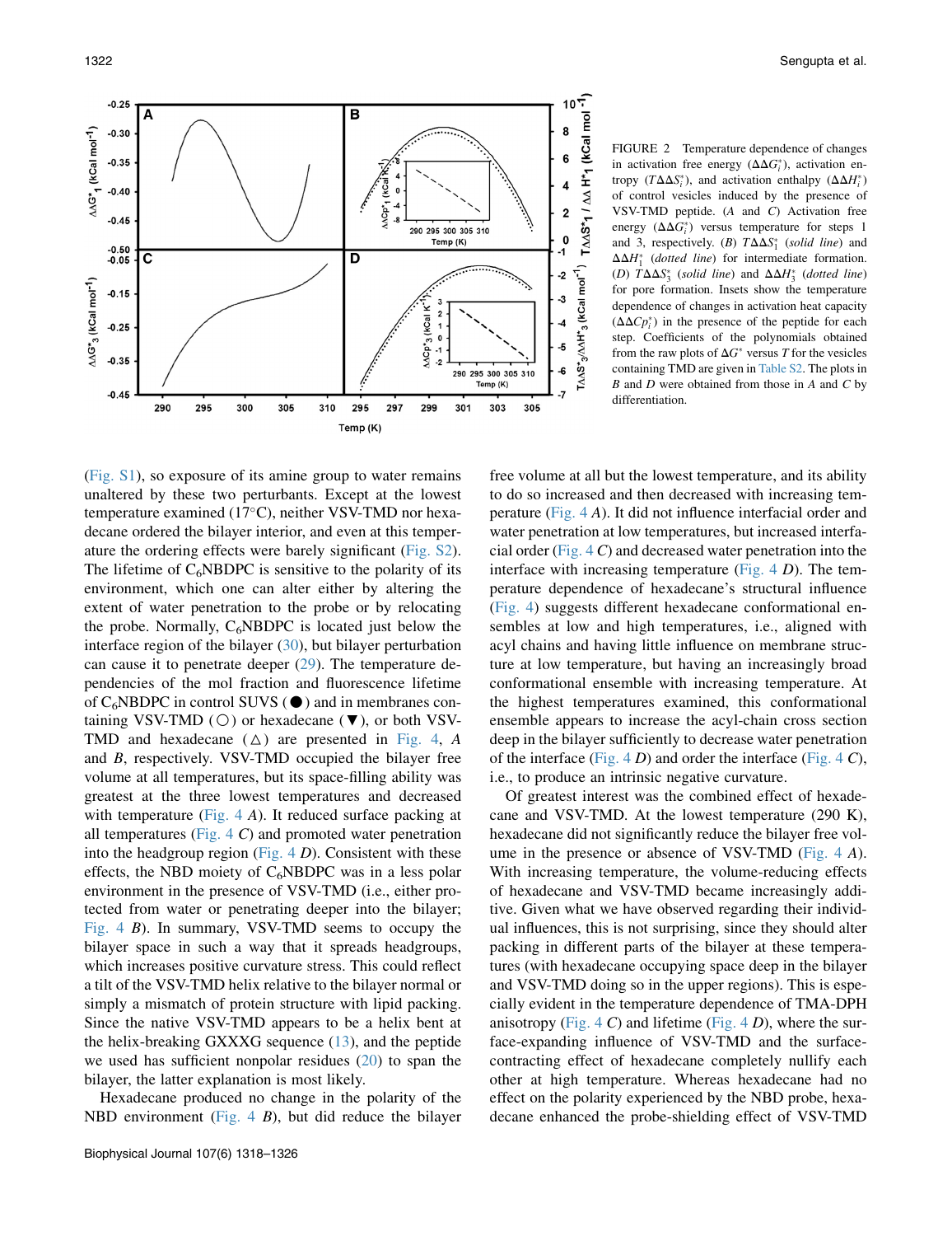FIGURE 2 Temperature dependence of changes in activation free energy ($\Delta\Delta G_i^*$), activation entropy ($T\Delta\Delta S_i^*$), and activation enthalpy ($\Delta\Delta H_i^*$) of control vesicles induced by the presence of VSV-TMD peptide. (*A* and *C*) Activation free energy ($\Delta\Delta G_i^*$) versus temperature for steps 1 and 3, respectively. (*B*) $T\Delta\Delta S_1^*$ (*solid line*) and $\Delta\Delta H_1^*$ (*dotted line*) for intermediate formation. (*D*) $T\Delta\Delta S_3^*$ (*solid line*) and $\Delta\Delta H_3^*$ (*dotted line*) for pore formation. Insets show the temperature dependence of changes in activation heat capacity ($\Delta\Delta Cp_i^*$) in the presence of the peptide for each step. Coefficients of the polynomials obtained from the raw plots of $\Delta G^*$ versus $T$ for the vesicles containing TMD are given in Table S2. The plots in *B* and *D* were obtained from those in *A* and *C* by differentiation.

(Fig. S1), so exposure of its amine group to water remains unaltered by these two perturbants. Except at the lowest temperature examined (17°C), neither VSV-TMD nor hexadecane ordered the bilayer interior, and even at this temperature the ordering effects were barely significant (Fig. S2). The lifetime of $C_6$NBDPC is sensitive to the polarity of its environment, which one can alter either by altering the extent of water penetration to the probe or by relocating the probe. Normally, $C_6$NBDPC is located just below the interface region of the bilayer (30), but bilayer perturbation can cause it to penetrate deeper (29). The temperature dependencies of the mol fraction and fluorescence lifetime of $C_6$NBDPC in control SUVS (●) and in membranes containing VSV-TMD (○) or hexadecane (▼), or both VSV-TMD and hexadecane (△) are presented in Fig. 4, *A* and *B*, respectively. VSV-TMD occupied the bilayer free volume at all temperatures, but its space-filling ability was greatest at the three lowest temperatures and decreased with temperature (Fig. 4 *A*). It reduced surface packing at all temperatures (Fig. 4 *C*) and promoted water penetration into the headgroup region (Fig. 4 *D*). Consistent with these effects, the NBD moiety of $C_6$NBDPC was in a less polar environment in the presence of VSV-TMD (i.e., either protected from water or penetrating deeper into the bilayer; Fig. 4 *B*). In summary, VSV-TMD seems to occupy the bilayer space in such a way that it spreads headgroups, which increases positive curvature stress. This could reflect a tilt of the VSV-TMD helix relative to the bilayer normal or simply a mismatch of protein structure with lipid packing. Since the native VSV-TMD appears to be a helix bent at the helix-breaking GXXXG sequence (13), and the peptide we used has sufficient nonpolar residues (20) to span the bilayer, the latter explanation is most likely.

Hexadecane produced no change in the polarity of the NBD environment (Fig. 4 *B*), but did reduce the bilayer free volume at all but the lowest temperature, and its ability to do so increased and then decreased with increasing temperature (Fig. 4 *A*). It did not influence interfacial order and water penetration at low temperatures, but increased interfacial order (Fig. 4 *C*) and decreased water penetration into the interface with increasing temperature (Fig. 4 *D*). The temperature dependence of hexadecane's structural influence (Fig. 4) suggests different hexadecane conformational ensembles at low and high temperatures, i.e., aligned with acyl chains and having little influence on membrane structure at low temperature, but having an increasingly broad conformational ensemble with increasing temperature. At the highest temperatures examined, this conformational ensemble appears to increase the acyl-chain cross section deep in the bilayer sufficiently to decrease water penetration of the interface (Fig. 4 *D*) and order the interface (Fig. 4 *C*), i.e., to produce an intrinsic negative curvature.

Of greatest interest was the combined effect of hexadecane and VSV-TMD. At the lowest temperature (290 K), hexadecane did not significantly reduce the bilayer free volume in the presence or absence of VSV-TMD (Fig. 4 *A*). With increasing temperature, the volume-reducing effects of hexadecane and VSV-TMD became increasingly additive. Given what we have observed regarding their individual influences, this is not surprising, since they should alter packing in different parts of the bilayer at these temperatures (with hexadecane occupying space deep in the bilayer and VSV-TMD doing so in the upper regions). This is especially evident in the temperature dependence of TMA-DPH anisotropy (Fig. 4 *C*) and lifetime (Fig. 4 *D*), where the surface-expanding influence of VSV-TMD and the surface-contracting effect of hexadecane completely nullify each other at high temperature. Whereas hexadecane had no effect on the polarity experienced by the NBD probe, hexadecane enhanced the probe-shielding effect of VSV-TMD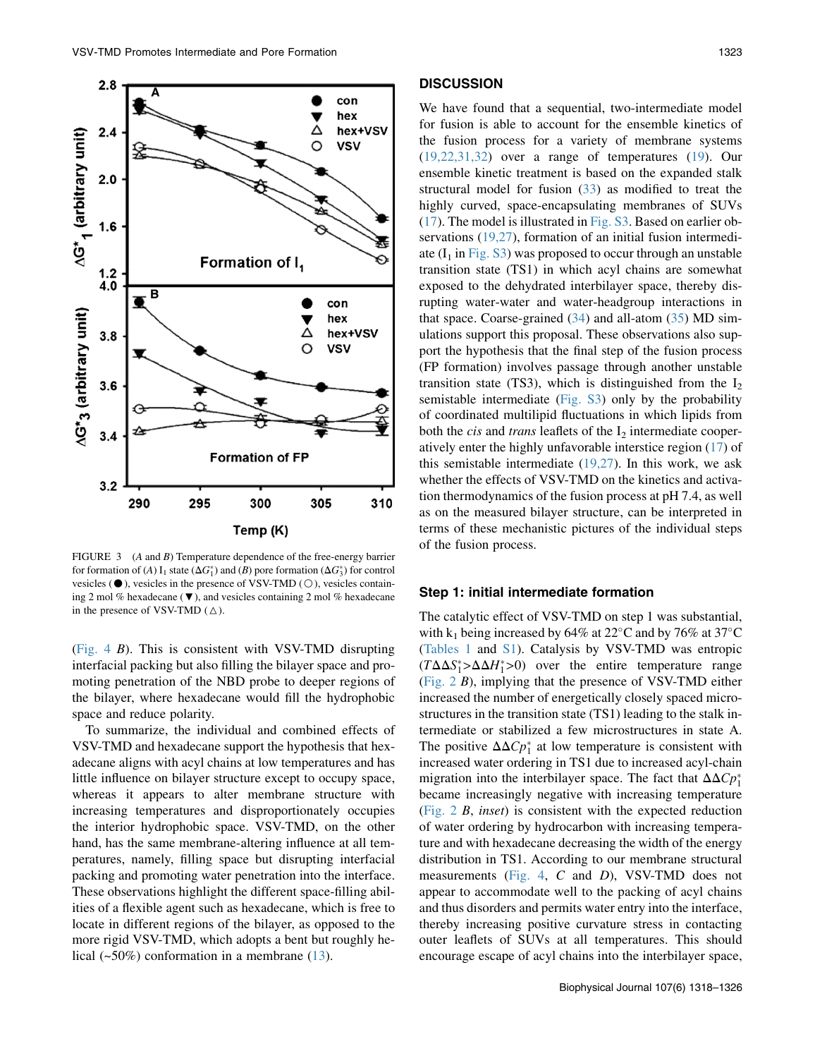FIGURE 3 (*A* and *B*) Temperature dependence of the free-energy barrier for formation of (*A*) $I_1$ state ($\Delta G_1^*$) and (*B*) pore formation ($\Delta G_3^*$) for control vesicles (●), vesicles in the presence of VSV-TMD (○), vesicles containing 2 mol % hexadecane (▼), and vesicles containing 2 mol % hexadecane in the presence of VSV-TMD (△).

(Fig. 4 *B*). This is consistent with VSV-TMD disrupting interfacial packing but also filling the bilayer space and promoting penetration of the NBD probe to deeper regions of the bilayer, where hexadecane would fill the hydrophobic space and reduce polarity.

To summarize, the individual and combined effects of VSV-TMD and hexadecane support the hypothesis that hexadecane aligns with acyl chains at low temperatures and has little influence on bilayer structure except to occupy space, whereas it appears to alter membrane structure with increasing temperatures and disproportionately occupies the interior hydrophobic space. VSV-TMD, on the other hand, has the same membrane-altering influence at all temperatures, namely, filling space but disrupting interfacial packing and promoting water penetration into the interface. These observations highlight the different space-filling abilities of a flexible agent such as hexadecane, which is free to locate in different regions of the bilayer, as opposed to the more rigid VSV-TMD, which adopts a bent but roughly helical (~50%) conformation in a membrane (13).

## DISCUSSION

We have found that a sequential, two-intermediate model for fusion is able to account for the ensemble kinetics of the fusion process for a variety of membrane systems (19,22,31,32) over a range of temperatures (19). Our ensemble kinetic treatment is based on the expanded stalk structural model for fusion (33) as modified to treat the highly curved, space-encapsulating membranes of SUVs (17). The model is illustrated in Fig. S3. Based on earlier observations (19,27), formation of an initial fusion intermediate ($I_1$ in Fig. S3) was proposed to occur through an unstable transition state (TS1) in which acyl chains are somewhat exposed to the dehydrated interbilayer space, thereby disrupting water-water and water-headgroup interactions in that space. Coarse-grained (34) and all-atom (35) MD simulations support this proposal. These observations also support the hypothesis that the final step of the fusion process (FP formation) involves passage through another unstable transition state (TS3), which is distinguished from the $I_2$ semistable intermediate (Fig. S3) only by the probability of coordinated multilipid fluctuations in which lipids from both the *cis* and *trans* leaflets of the $I_2$ intermediate cooperatively enter the highly unfavorable interstice region (17) of this semistable intermediate (19,27). In this work, we ask whether the effects of VSV-TMD on the kinetics and activation thermodynamics of the fusion process at pH 7.4, as well as on the measured bilayer structure, can be interpreted in terms of these mechanistic pictures of the individual steps of the fusion process.

### Step 1: initial intermediate formation

The catalytic effect of VSV-TMD on step 1 was substantial, with $k_1$ being increased by 64% at 22°C and by 76% at 37°C (Tables 1 and S1). Catalysis by VSV-TMD was entropic ($T\Delta\Delta S_1^*>\Delta\Delta H_1^*>0$) over the entire temperature range (Fig. 2 *B*), implying that the presence of VSV-TMD either increased the number of energetically closely spaced microstructures in the transition state (TS1) leading to the stalk intermediate or stabilized a few microstructures in state A. The positive $\Delta\Delta Cp_1^*$ at low temperature is consistent with increased water ordering in TS1 due to increased acyl-chain migration into the interbilayer space. The fact that $\Delta\Delta Cp_1^*$ became increasingly negative with increasing temperature (Fig. 2 *B*, *inset*) is consistent with the expected reduction of water ordering by hydrocarbon with increasing temperature and with hexadecane decreasing the width of the energy distribution in TS1. According to our membrane structural measurements (Fig. 4, *C* and *D*), VSV-TMD does not appear to accommodate well to the packing of acyl chains and thus disorders and permits water entry into the interface, thereby increasing positive curvature stress in contacting outer leaflets of SUVs at all temperatures. This should encourage escape of acyl chains into the interbilayer space,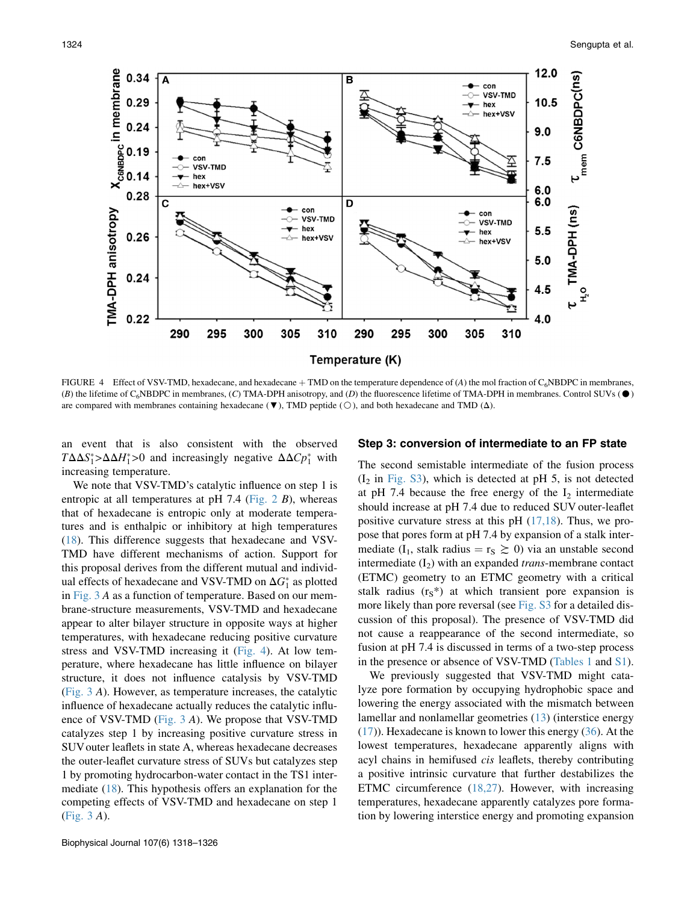FIGURE 4 Effect of VSV-TMD, hexadecane, and hexadecane + TMD on the temperature dependence of (*A*) the mol fraction of $C_6$NBDPC in membranes, (*B*) the lifetime of $C_6$NBDPC in membranes, (*C*) TMA-DPH anisotropy, and (*D*) the fluorescence lifetime of TMA-DPH in membranes. Control SUVs (●) are compared with membranes containing hexadecane (▼), TMD peptide (○), and both hexadecane and TMD (Δ).

an event that is also consistent with the observed $T\Delta\Delta S_1^* > \Delta\Delta H_1^* > 0$ and increasingly negative $\Delta\Delta Cp_1^*$ with increasing temperature.

We note that VSV-TMD's catalytic influence on step 1 is entropic at all temperatures at pH 7.4 (Fig. 2 *B*), whereas that of hexadecane is entropic only at moderate temperatures and is enthalpic or inhibitory at high temperatures (18). This difference suggests that hexadecane and VSV-TMD have different mechanisms of action. Support for this proposal derives from the different mutual and individual effects of hexadecane and VSV-TMD on $\Delta G_1^*$ as plotted in Fig. 3 *A* as a function of temperature. Based on our membrane-structure measurements, VSV-TMD and hexadecane appear to alter bilayer structure in opposite ways at higher temperatures, with hexadecane reducing positive curvature stress and VSV-TMD increasing it (Fig. 4). At low temperature, where hexadecane has little influence on bilayer structure, it does not influence catalysis by VSV-TMD (Fig. 3 *A*). However, as temperature increases, the catalytic influence of hexadecane actually reduces the catalytic influence of VSV-TMD (Fig. 3 *A*). We propose that VSV-TMD catalyzes step 1 by increasing positive curvature stress in SUV outer leaflets in state A, whereas hexadecane decreases the outer-leaflet curvature stress of SUVs but catalyzes step 1 by promoting hydrocarbon-water contact in the TS1 intermediate (18). This hypothesis offers an explanation for the competing effects of VSV-TMD and hexadecane on step 1 (Fig. 3 *A*).

### Step 3: conversion of intermediate to an FP state

The second semistable intermediate of the fusion process ($I_2$ in Fig. S3), which is detected at pH 5, is not detected at pH 7.4 because the free energy of the $I_2$ intermediate should increase at pH 7.4 due to reduced SUV outer-leaflet positive curvature stress at this pH (17,18). Thus, we propose that pores form at pH 7.4 by expansion of a stalk intermediate ($I_1$, stalk radius = $r_S \gtrsim 0$) via an unstable second intermediate ($I_2$) with an expanded *trans*-membrane contact (ETMC) geometry to an ETMC geometry with a critical stalk radius ($r_S$*) at which transient pore expansion is more likely than pore reversal (see Fig. S3 for a detailed discussion of this proposal). The presence of VSV-TMD did not cause a reappearance of the second intermediate, so fusion at pH 7.4 is discussed in terms of a two-step process in the presence or absence of VSV-TMD (Tables 1 and S1).

We previously suggested that VSV-TMD might catalyze pore formation by occupying hydrophobic space and lowering the energy associated with the mismatch between lamellar and nonlamellar geometries (13) (interstice energy (17)). Hexadecane is known to lower this energy (36). At the lowest temperatures, hexadecane apparently aligns with acyl chains in hemifused *cis* leaflets, thereby contributing a positive intrinsic curvature that further destabilizes the ETMC circumference (18,27). However, with increasing temperatures, hexadecane apparently catalyzes pore formation by lowering interstice energy and promoting expansion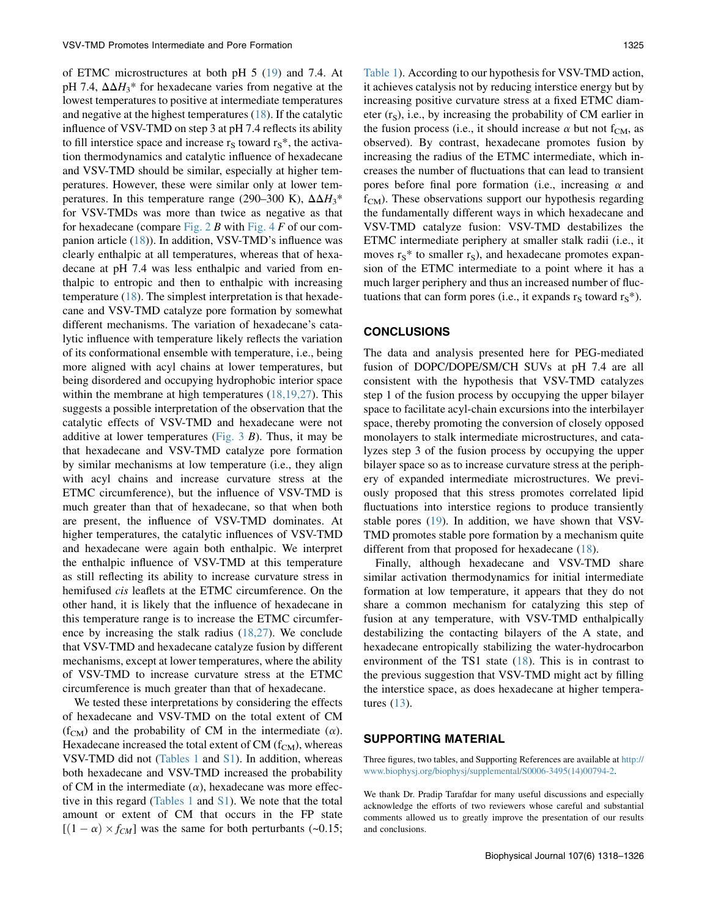of ETMC microstructures at both pH 5 (19) and 7.4. At pH 7.4, $\Delta\Delta H_3$* for hexadecane varies from negative at the lowest temperatures to positive at intermediate temperatures and negative at the highest temperatures (18). If the catalytic influence of VSV-TMD on step 3 at pH 7.4 reflects its ability to fill interstice space and increase $r_S$ toward $r_S$*, the activation thermodynamics and catalytic influence of hexadecane and VSV-TMD should be similar, especially at higher temperatures. However, these were similar only at lower temperatures. In this temperature range (290–300 K), $\Delta\Delta H_3$* for VSV-TMDs was more than twice as negative as that for hexadecane (compare Fig. 2 *B* with Fig. 4 *F* of our companion article (18)). In addition, VSV-TMD's influence was clearly enthalpic at all temperatures, whereas that of hexadecane at pH 7.4 was less enthalpic and varied from enthalpic to entropic and then to enthalpic with increasing temperature (18). The simplest interpretation is that hexadecane and VSV-TMD catalyze pore formation by somewhat different mechanisms. The variation of hexadecane's catalytic influence with temperature likely reflects the variation of its conformational ensemble with temperature, i.e., being more aligned with acyl chains at lower temperatures, but being disordered and occupying hydrophobic interior space within the membrane at high temperatures (18,19,27). This suggests a possible interpretation of the observation that the catalytic effects of VSV-TMD and hexadecane were not additive at lower temperatures (Fig. 3 *B*). Thus, it may be that hexadecane and VSV-TMD catalyze pore formation by similar mechanisms at low temperature (i.e., they align with acyl chains and increase curvature stress at the ETMC circumference), but the influence of VSV-TMD is much greater than that of hexadecane, so that when both are present, the influence of VSV-TMD dominates. At higher temperatures, the catalytic influences of VSV-TMD and hexadecane were again both enthalpic. We interpret the enthalpic influence of VSV-TMD at this temperature as still reflecting its ability to increase curvature stress in hemifused *cis* leaflets at the ETMC circumference. On the other hand, it is likely that the influence of hexadecane in this temperature range is to increase the ETMC circumference by increasing the stalk radius (18,27). We conclude that VSV-TMD and hexadecane catalyze fusion by different mechanisms, except at lower temperatures, where the ability of VSV-TMD to increase curvature stress at the ETMC circumference is much greater than that of hexadecane.

We tested these interpretations by considering the effects of hexadecane and VSV-TMD on the total extent of CM ($f_{CM}$) and the probability of CM in the intermediate ($\alpha$). Hexadecane increased the total extent of CM ($f_{CM}$), whereas VSV-TMD did not (Tables 1 and S1). In addition, whereas both hexadecane and VSV-TMD increased the probability of CM in the intermediate ($\alpha$), hexadecane was more effective in this regard (Tables 1 and S1). We note that the total amount or extent of CM that occurs in the FP state $[(1 - \alpha) \times f_{CM}]$ was the same for both perturbants (~0.15; Table 1). According to our hypothesis for VSV-TMD action, it achieves catalysis not by reducing interstice energy but by increasing positive curvature stress at a fixed ETMC diameter ($r_S$), i.e., by increasing the probability of CM earlier in the fusion process (i.e., it should increase $\alpha$ but not $f_{CM}$, as observed). By contrast, hexadecane promotes fusion by increasing the radius of the ETMC intermediate, which increases the number of fluctuations that can lead to transient pores before final pore formation (i.e., increasing $\alpha$ and $f_{CM}$). These observations support our hypothesis regarding the fundamentally different ways in which hexadecane and VSV-TMD catalyze fusion: VSV-TMD destabilizes the ETMC intermediate periphery at smaller stalk radii (i.e., it moves $r_S$* to smaller $r_S$), and hexadecane promotes expansion of the ETMC intermediate to a point where it has a much larger periphery and thus an increased number of fluctuations that can form pores (i.e., it expands $r_S$ toward $r_S$*).

## CONCLUSIONS

The data and analysis presented here for PEG-mediated fusion of DOPC/DOPE/SM/CH SUVs at pH 7.4 are all consistent with the hypothesis that VSV-TMD catalyzes step 1 of the fusion process by occupying the upper bilayer space to facilitate acyl-chain excursions into the interbilayer space, thereby promoting the conversion of closely opposed monolayers to stalk intermediate microstructures, and catalyzes step 3 of the fusion process by occupying the upper bilayer space so as to increase curvature stress at the periphery of expanded intermediate microstructures. We previously proposed that this stress promotes correlated lipid fluctuations into interstice regions to produce transiently stable pores (19). In addition, we have shown that VSV-TMD promotes stable pore formation by a mechanism quite different from that proposed for hexadecane (18).

Finally, although hexadecane and VSV-TMD share similar activation thermodynamics for initial intermediate formation at low temperature, it appears that they do not share a common mechanism for catalyzing this step of fusion at any temperature, with VSV-TMD enthalpically destabilizing the contacting bilayers of the A state, and hexadecane entropically stabilizing the water-hydrocarbon environment of the TS1 state (18). This is in contrast to the previous suggestion that VSV-TMD might act by filling the interstice space, as does hexadecane at higher temperatures (13).

## SUPPORTING MATERIAL

Three figures, two tables, and Supporting References are available at http://www.biophysj.org/biophysj/supplemental/S0006-3495(14)00794-2.

We thank Dr. Pradip Tarafdar for many useful discussions and especially acknowledge the efforts of two reviewers whose careful and substantial comments allowed us to greatly improve the presentation of our results and conclusions.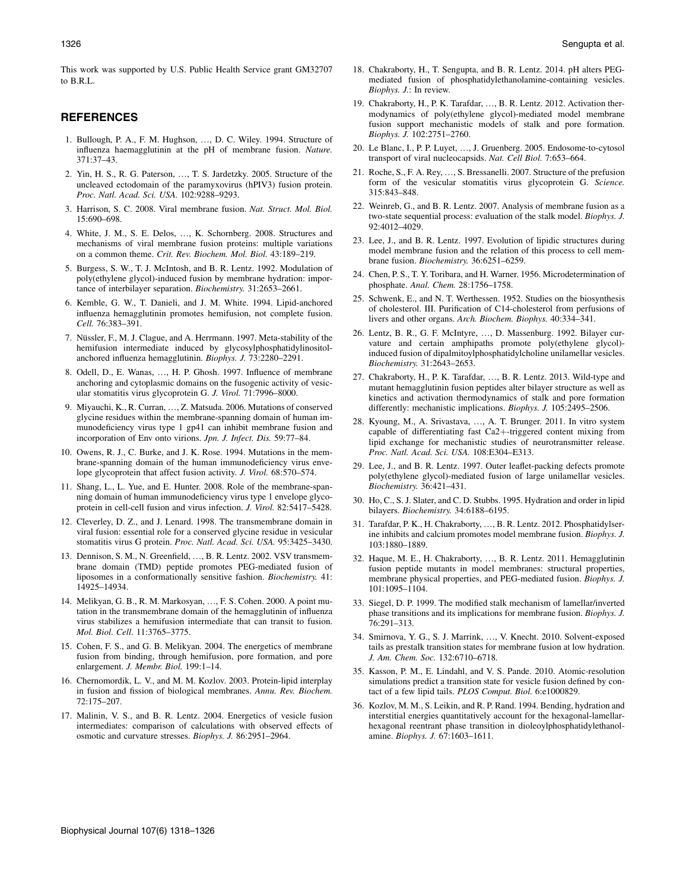This work was supported by U.S. Public Health Service grant GM32707 to B.R.L.

## REFERENCES

1. Bullough, P. A., F. M. Hughson, …, D. C. Wiley. 1994. Structure of influenza haemagglutinin at the pH of membrane fusion. *Nature.* 371:37–43.
2. Yin, H. S., R. G. Paterson, …, T. S. Jardetzky. 2005. Structure of the uncleaved ectodomain of the paramyxovirus (hPIV3) fusion protein. *Proc. Natl. Acad. Sci. USA.* 102:9288–9293.
3. Harrison, S. C. 2008. Viral membrane fusion. *Nat. Struct. Mol. Biol.* 15:690–698.
4. White, J. M., S. E. Delos, …, K. Schornberg. 2008. Structures and mechanisms of viral membrane fusion proteins: multiple variations on a common theme. *Crit. Rev. Biochem. Mol. Biol.* 43:189–219.
5. Burgess, S. W., T. J. McIntosh, and B. R. Lentz. 1992. Modulation of poly(ethylene glycol)-induced fusion by membrane hydration: importance of interbilayer separation. *Biochemistry.* 31:2653–2661.
6. Kemble, G. W., T. Danieli, and J. M. White. 1994. Lipid-anchored influenza hemagglutinin promotes hemifusion, not complete fusion. *Cell.* 76:383–391.
7. Nüssler, F., M. J. Clague, and A. Herrmann. 1997. Meta-stability of the hemifusion intermediate induced by glycosylphosphatidylinositol-anchored influenza hemagglutinin. *Biophys. J.* 73:2280–2291.
8. Odell, D., E. Wanas, …, H. P. Ghosh. 1997. Influence of membrane anchoring and cytoplasmic domains on the fusogenic activity of vesicular stomatitis virus glycoprotein G. *J. Virol.* 71:7996–8000.
9. Miyauchi, K., R. Curran, …, Z. Matsuda. 2006. Mutations of conserved glycine residues within the membrane-spanning domain of human immunodeficiency virus type 1 gp41 can inhibit membrane fusion and incorporation of Env onto virions. *Jpn. J. Infect. Dis.* 59:77–84.
10. Owens, R. J., C. Burke, and J. K. Rose. 1994. Mutations in the membrane-spanning domain of the human immunodeficiency virus envelope glycoprotein that affect fusion activity. *J. Virol.* 68:570–574.
11. Shang, L., L. Yue, and E. Hunter. 2008. Role of the membrane-spanning domain of human immunodeficiency virus type 1 envelope glycoprotein in cell-cell fusion and virus infection. *J. Virol.* 82:5417–5428.
12. Cleverley, D. Z., and J. Lenard. 1998. The transmembrane domain in viral fusion: essential role for a conserved glycine residue in vesicular stomatitis virus G protein. *Proc. Natl. Acad. Sci. USA.* 95:3425–3430.
13. Dennison, S. M., N. Greenfield, …, B. R. Lentz. 2002. VSV transmembrane domain (TMD) peptide promotes PEG-mediated fusion of liposomes in a conformationally sensitive fashion. *Biochemistry.* 41: 14925–14934.
14. Melikyan, G. B., R. M. Markosyan, …, F. S. Cohen. 2000. A point mutation in the transmembrane domain of the hemagglutinin of influenza virus stabilizes a hemifusion intermediate that can transit to fusion. *Mol. Biol. Cell.* 11:3765–3775.
15. Cohen, F. S., and G. B. Melikyan. 2004. The energetics of membrane fusion from binding, through hemifusion, pore formation, and pore enlargement. *J. Membr. Biol.* 199:1–14.
16. Chernomordik, L. V., and M. M. Kozlov. 2003. Protein-lipid interplay in fusion and fission of biological membranes. *Annu. Rev. Biochem.* 72:175–207.
17. Malinin, V. S., and B. R. Lentz. 2004. Energetics of vesicle fusion intermediates: comparison of calculations with observed effects of osmotic and curvature stresses. *Biophys. J.* 86:2951–2964.
18. Chakraborty, H., T. Sengupta, and B. R. Lentz. 2014. pH alters PEG-mediated fusion of phosphatidylethanolamine-containing vesicles. *Biophys. J.*: In review.
19. Chakraborty, H., P. K. Tarafdar, …, B. R. Lentz. 2012. Activation thermodynamics of poly(ethylene glycol)-mediated model membrane fusion support mechanistic models of stalk and pore formation. *Biophys. J.* 102:2751–2760.
20. Le Blanc, I., P. P. Luyet, …, J. Gruenberg. 2005. Endosome-to-cytosol transport of viral nucleocapsids. *Nat. Cell Biol.* 7:653–664.
21. Roche, S., F. A. Rey, …, S. Bressanelli. 2007. Structure of the prefusion form of the vesicular stomatitis virus glycoprotein G. *Science.* 315:843–848.
22. Weinreb, G., and B. R. Lentz. 2007. Analysis of membrane fusion as a two-state sequential process: evaluation of the stalk model. *Biophys. J.* 92:4012–4029.
23. Lee, J., and B. R. Lentz. 1997. Evolution of lipidic structures during model membrane fusion and the relation of this process to cell membrane fusion. *Biochemistry.* 36:6251–6259.
24. Chen, P. S., T. Y. Toribara, and H. Warner. 1956. Microdetermination of phosphate. *Anal. Chem.* 28:1756–1758.
25. Schwenk, E., and N. T. Werthessen. 1952. Studies on the biosynthesis of cholesterol. III. Purification of C14-cholesterol from perfusions of livers and other organs. *Arch. Biochem. Biophys.* 40:334–341.
26. Lentz, B. R., G. F. McIntyre, …, D. Massenburg. 1992. Bilayer curvature and certain amphipaths promote poly(ethylene glycol)-induced fusion of dipalmitoylphosphatidylcholine unilamellar vesicles. *Biochemistry.* 31:2643–2653.
27. Chakraborty, H., P. K. Tarafdar, …, B. R. Lentz. 2013. Wild-type and mutant hemagglutinin fusion peptides alter bilayer structure as well as kinetics and activation thermodynamics of stalk and pore formation differently: mechanistic implications. *Biophys. J.* 105:2495–2506.
28. Kyoung, M., A. Srivastava, …, A. T. Brunger. 2011. In vitro system capable of differentiating fast Ca2+-triggered content mixing from lipid exchange for mechanistic studies of neurotransmitter release. *Proc. Natl. Acad. Sci. USA.* 108:E304–E313.
29. Lee, J., and B. R. Lentz. 1997. Outer leaflet-packing defects promote poly(ethylene glycol)-mediated fusion of large unilamellar vesicles. *Biochemistry.* 36:421–431.
30. Ho, C., S. J. Slater, and C. D. Stubbs. 1995. Hydration and order in lipid bilayers. *Biochemistry.* 34:6188–6195.
31. Tarafdar, P. K., H. Chakraborty, …, B. R. Lentz. 2012. Phosphatidylserine inhibits and calcium promotes model membrane fusion. *Biophys. J.* 103:1880–1889.
32. Haque, M. E., H. Chakraborty, …, B. R. Lentz. 2011. Hemagglutinin fusion peptide mutants in model membranes: structural properties, membrane physical properties, and PEG-mediated fusion. *Biophys. J.* 101:1095–1104.
33. Siegel, D. P. 1999. The modified stalk mechanism of lamellar/inverted phase transitions and its implications for membrane fusion. *Biophys. J.* 76:291–313.
34. Smirnova, Y. G., S. J. Marrink, …, V. Knecht. 2010. Solvent-exposed tails as prestalk transition states for membrane fusion at low hydration. *J. Am. Chem. Soc.* 132:6710–6718.
35. Kasson, P. M., E. Lindahl, and V. S. Pande. 2010. Atomic-resolution simulations predict a transition state for vesicle fusion defined by contact of a few lipid tails. *PLOS Comput. Biol.* 6:e1000829.
36. Kozlov, M. M., S. Leikin, and R. P. Rand. 1994. Bending, hydration and interstitial energies quantitatively account for the hexagonal-lamellar-hexagonal reentrant phase transition in dioleoylphosphatidylethanolamine. *Biophys. J.* 67:1603–1611.